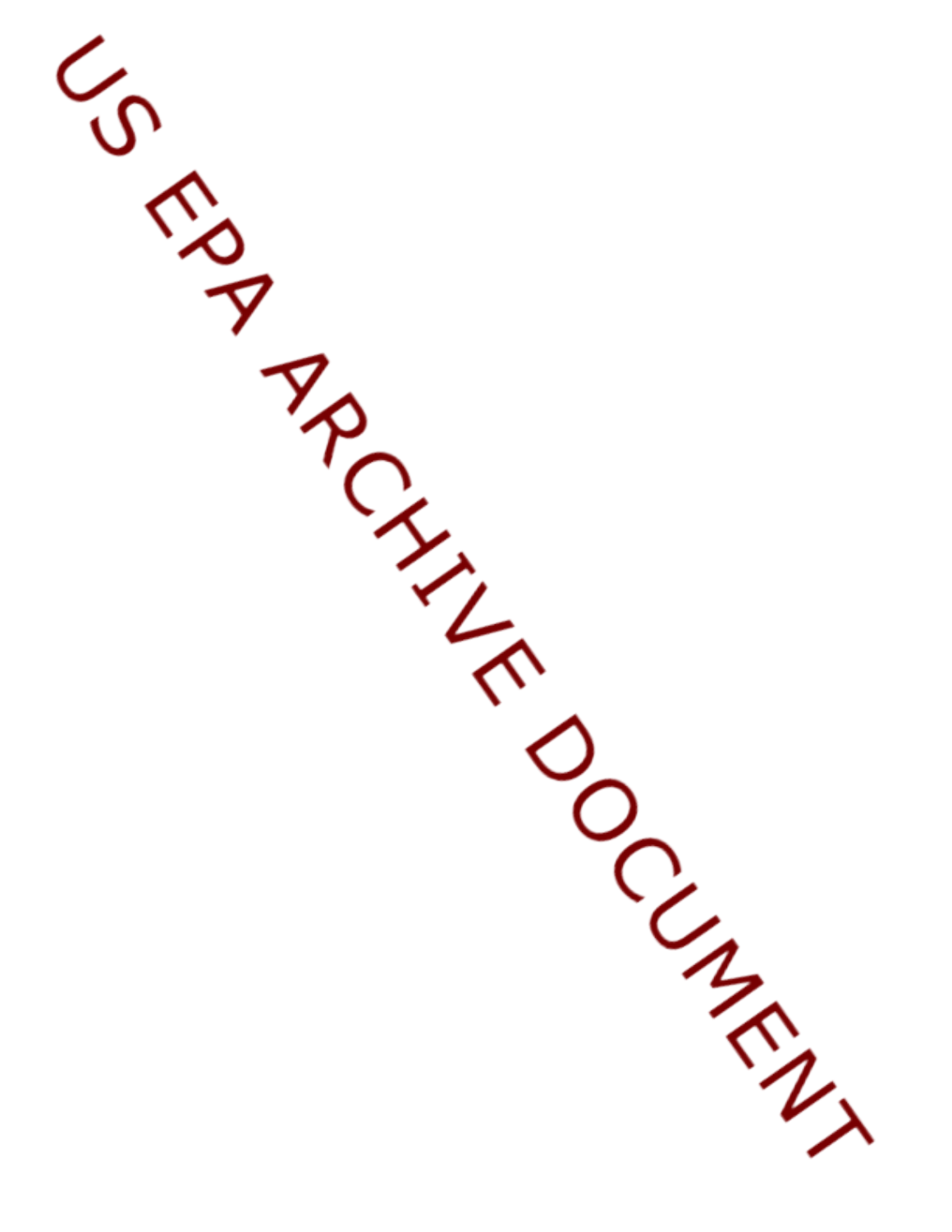US EPA ARCHIVE DOCUMENT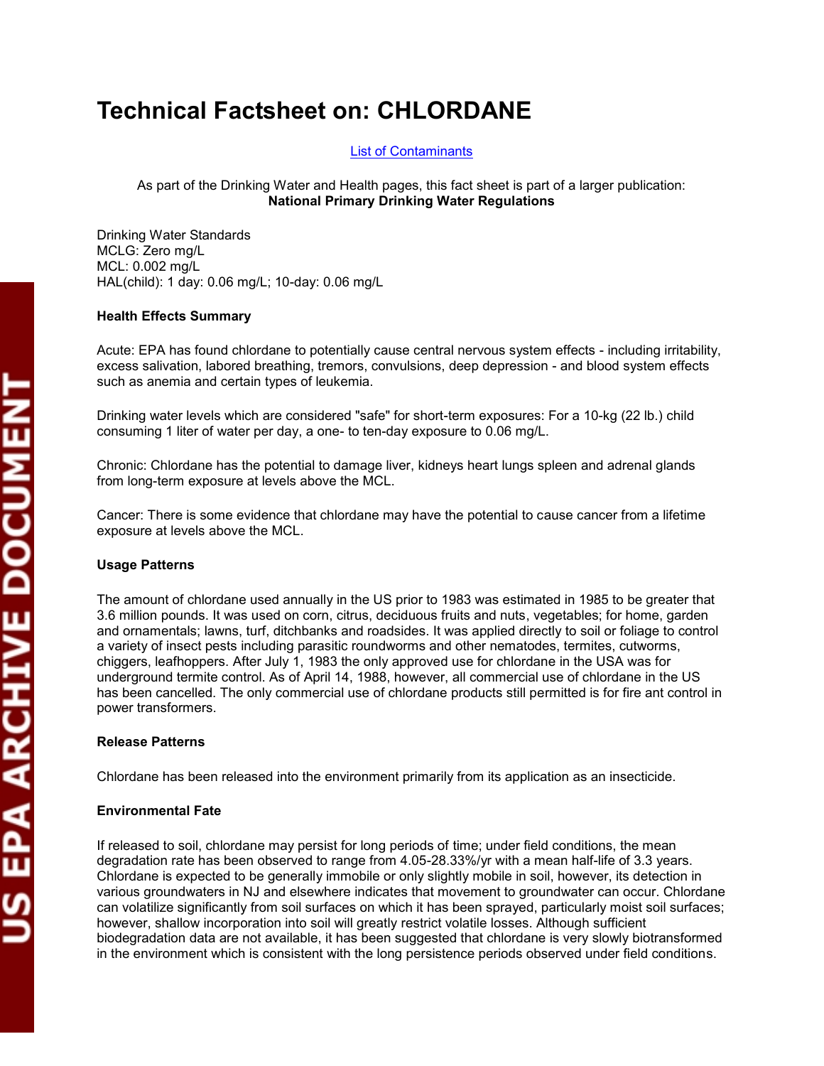# Technical Factsheet on: CHLORDANE

List of Contaminants

As part of the Drinking Water and Health pages, this fact sheet is part of a larger publication:
**National Primary Drinking Water Regulations**

Drinking Water Standards
MCLG: Zero mg/L
MCL: 0.002 mg/L
HAL(child): 1 day: 0.06 mg/L; 10-day: 0.06 mg/L

### Health Effects Summary

Acute: EPA has found chlordane to potentially cause central nervous system effects - including irritability, excess salivation, labored breathing, tremors, convulsions, deep depression - and blood system effects such as anemia and certain types of leukemia.

Drinking water levels which are considered "safe" for short-term exposures: For a 10-kg (22 lb.) child consuming 1 liter of water per day, a one- to ten-day exposure to 0.06 mg/L.

Chronic: Chlordane has the potential to damage liver, kidneys heart lungs spleen and adrenal glands from long-term exposure at levels above the MCL.

Cancer: There is some evidence that chlordane may have the potential to cause cancer from a lifetime exposure at levels above the MCL.

### Usage Patterns

The amount of chlordane used annually in the US prior to 1983 was estimated in 1985 to be greater that 3.6 million pounds. It was used on corn, citrus, deciduous fruits and nuts, vegetables; for home, garden and ornamentals; lawns, turf, ditchbanks and roadsides. It was applied directly to soil or foliage to control a variety of insect pests including parasitic roundworms and other nematodes, termites, cutworms, chiggers, leafhoppers. After July 1, 1983 the only approved use for chlordane in the USA was for underground termite control. As of April 14, 1988, however, all commercial use of chlordane in the US has been cancelled. The only commercial use of chlordane products still permitted is for fire ant control in power transformers.

### Release Patterns

Chlordane has been released into the environment primarily from its application as an insecticide.

### Environmental Fate

If released to soil, chlordane may persist for long periods of time; under field conditions, the mean degradation rate has been observed to range from 4.05-28.33%/yr with a mean half-life of 3.3 years. Chlordane is expected to be generally immobile or only slightly mobile in soil, however, its detection in various groundwaters in NJ and elsewhere indicates that movement to groundwater can occur. Chlordane can volatilize significantly from soil surfaces on which it has been sprayed, particularly moist soil surfaces; however, shallow incorporation into soil will greatly restrict volatile losses. Although sufficient biodegradation data are not available, it has been suggested that chlordane is very slowly biotransformed in the environment which is consistent with the long persistence periods observed under field conditions.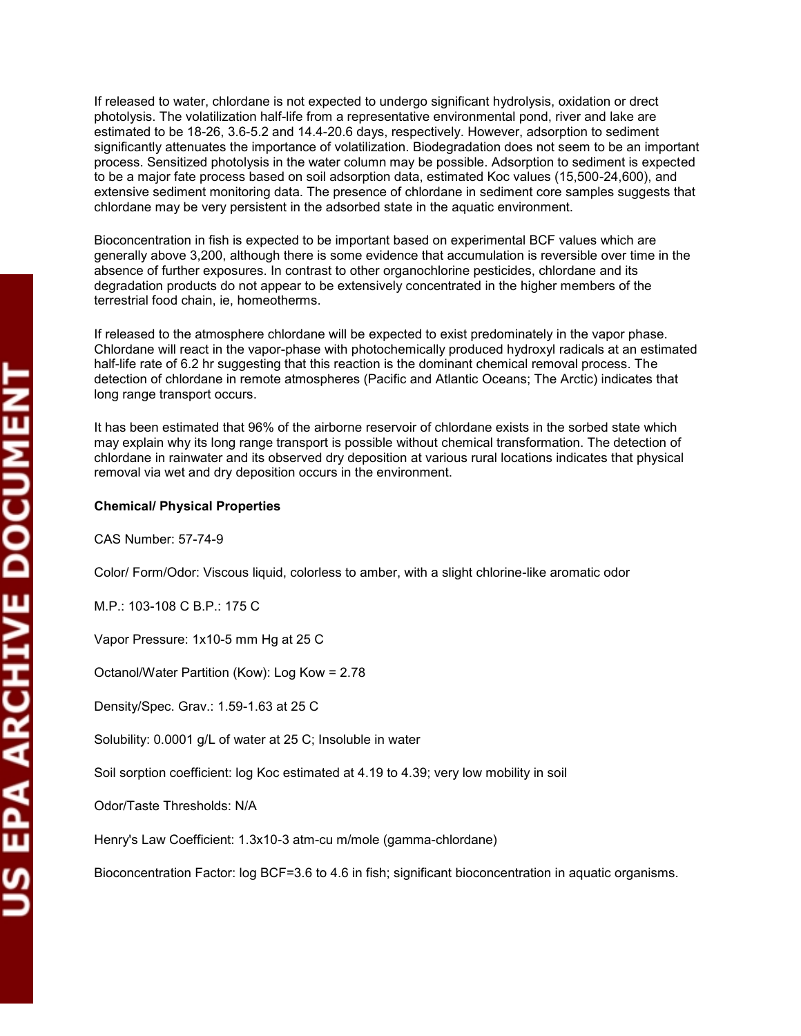If released to water, chlordane is not expected to undergo significant hydrolysis, oxidation or drect photolysis. The volatilization half-life from a representative environmental pond, river and lake are estimated to be 18-26, 3.6-5.2 and 14.4-20.6 days, respectively. However, adsorption to sediment significantly attenuates the importance of volatilization. Biodegradation does not seem to be an important process. Sensitized photolysis in the water column may be possible. Adsorption to sediment is expected to be a major fate process based on soil adsorption data, estimated Koc values (15,500-24,600), and extensive sediment monitoring data. The presence of chlordane in sediment core samples suggests that chlordane may be very persistent in the adsorbed state in the aquatic environment.

Bioconcentration in fish is expected to be important based on experimental BCF values which are generally above 3,200, although there is some evidence that accumulation is reversible over time in the absence of further exposures. In contrast to other organochlorine pesticides, chlordane and its degradation products do not appear to be extensively concentrated in the higher members of the terrestrial food chain, ie, homeotherms.

If released to the atmosphere chlordane will be expected to exist predominately in the vapor phase. Chlordane will react in the vapor-phase with photochemically produced hydroxyl radicals at an estimated half-life rate of 6.2 hr suggesting that this reaction is the dominant chemical removal process. The detection of chlordane in remote atmospheres (Pacific and Atlantic Oceans; The Arctic) indicates that long range transport occurs.

It has been estimated that 96% of the airborne reservoir of chlordane exists in the sorbed state which may explain why its long range transport is possible without chemical transformation. The detection of chlordane in rainwater and its observed dry deposition at various rural locations indicates that physical removal via wet and dry deposition occurs in the environment.

**Chemical/ Physical Properties**

CAS Number: 57-74-9

Color/ Form/Odor: Viscous liquid, colorless to amber, with a slight chlorine-like aromatic odor

M.P.: 103-108 C B.P.: 175 C

Vapor Pressure: $1 \times 10^{-5}$ mm Hg at 25 C

Octanol/Water Partition (Kow): Log Kow = 2.78

Density/Spec. Grav.: 1.59-1.63 at 25 C

Solubility: 0.0001 g/L of water at 25 C; Insoluble in water

Soil sorption coefficient: log Koc estimated at 4.19 to 4.39; very low mobility in soil

Odor/Taste Thresholds: N/A

Henry's Law Coefficient: $1.3 \times 10^{-3}$ atm-cu m/mole (gamma-chlordane)

Bioconcentration Factor: log BCF=3.6 to 4.6 in fish; significant bioconcentration in aquatic organisms.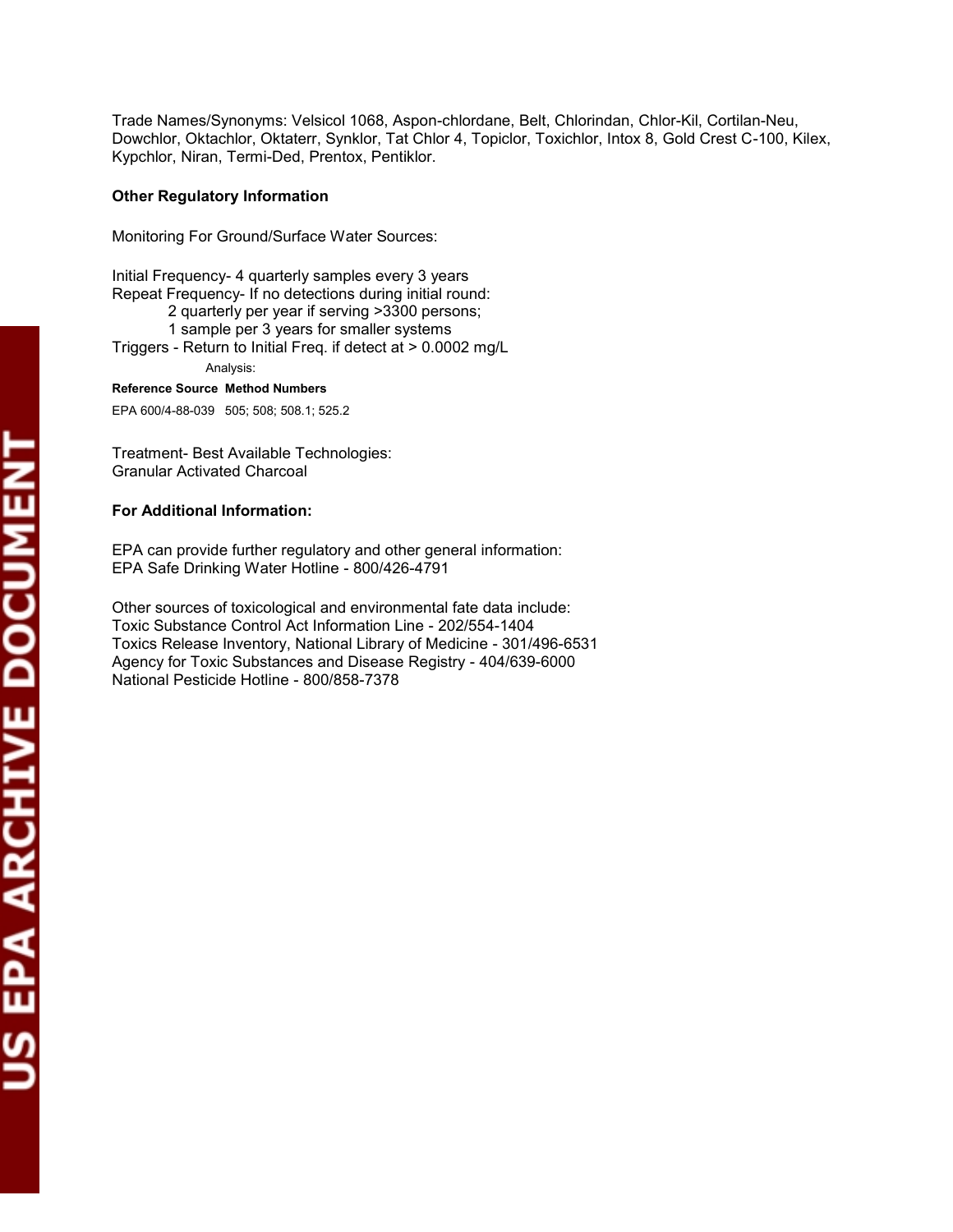Trade Names/Synonyms: Velsicol 1068, Aspon-chlordane, Belt, Chlorindan, Chlor-Kil, Cortilan-Neu, Dowchlor, Oktachlor, Oktaterr, Synklor, Tat Chlor 4, Topiclor, Toxichlor, Intox 8, Gold Crest C-100, Kilex, Kypchlor, Niran, Termi-Ded, Prentox, Pentiklor.

**Other Regulatory Information**

Monitoring For Ground/Surface Water Sources:

Initial Frequency- 4 quarterly samples every 3 years
Repeat Frequency- If no detections during initial round:
 2 quarterly per year if serving >3300 persons;
 1 sample per 3 years for smaller systems
Triggers - Return to Initial Freq. if detect at > 0.0002 mg/L

Analysis:

| Reference Source | Method Numbers |
|---|---|
| EPA 600/4-88-039 | 505; 508; 508.1; 525.2 |

Treatment- Best Available Technologies:
Granular Activated Charcoal

**For Additional Information:**

EPA can provide further regulatory and other general information:
EPA Safe Drinking Water Hotline - 800/426-4791

Other sources of toxicological and environmental fate data include:
Toxic Substance Control Act Information Line - 202/554-1404
Toxics Release Inventory, National Library of Medicine - 301/496-6531
Agency for Toxic Substances and Disease Registry - 404/639-6000
National Pesticide Hotline - 800/858-7378